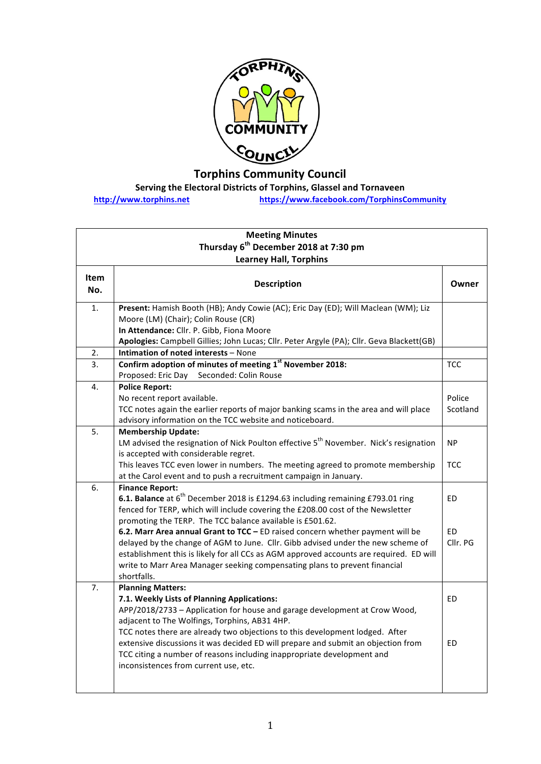# Torphins Community Council

**Serving the Electoral Districts of Torphins, Glassel and Tornaveen**

http://www.torphins.net https://www.facebook.com/TorphinsCommunity

| **Meeting Minutes**<br>**Thursday 6th December 2018 at 7:30 pm**<br>**Learney Hall, Torphins** | | |
|---|---|---|
| **Item No.** | **Description** | **Owner** |
| 1. | **Present:** Hamish Booth (HB); Andy Cowie (AC); Eric Day (ED); Will Maclean (WM); Liz Moore (LM) (Chair); Colin Rouse (CR)<br>**In Attendance:** Cllr. P. Gibb, Fiona Moore<br>**Apologies:** Campbell Gillies; John Lucas; Cllr. Peter Argyle (PA); Cllr. Geva Blackett(GB) | |
| 2. | **Intimation of noted interests** – None | |
| 3. | **Confirm adoption of minutes of meeting 1st November 2018:**<br>Proposed: Eric Day Seconded: Colin Rouse | TCC |
| 4. | **Police Report:**<br>No recent report available.<br>TCC notes again the earlier reports of major banking scams in the area and will place advisory information on the TCC website and noticeboard. | Police Scotland |
| 5. | **Membership Update:**<br>LM advised the resignation of Nick Poulton effective 5th November. Nick's resignation is accepted with considerable regret.<br>This leaves TCC even lower in numbers. The meeting agreed to promote membership at the Carol event and to push a recruitment campaign in January. | NP<br><br>TCC |
| 6. | **Finance Report:**<br>**6.1. Balance** at 6th December 2018 is £1294.63 including remaining £793.01 ring fenced for TERP, which will include covering the £208.00 cost of the Newsletter promoting the TERP. The TCC balance available is £501.62.<br>**6.2. Marr Area annual Grant to TCC –** ED raised concern whether payment will be delayed by the change of AGM to June. Cllr. Gibb advised under the new scheme of establishment this is likely for all CCs as AGM approved accounts are required. ED will write to Marr Area Manager seeking compensating plans to prevent financial shortfalls. | ED<br><br>ED<br>Cllr. PG |
| 7. | **Planning Matters:**<br>**7.1. Weekly Lists of Planning Applications:**<br>APP/2018/2733 – Application for house and garage development at Crow Wood, adjacent to The Wolfings, Torphins, AB31 4HP.<br>TCC notes there are already two objections to this development lodged. After extensive discussions it was decided ED will prepare and submit an objection from TCC citing a number of reasons including inappropriate development and inconsistences from current use, etc. | ED<br><br>ED |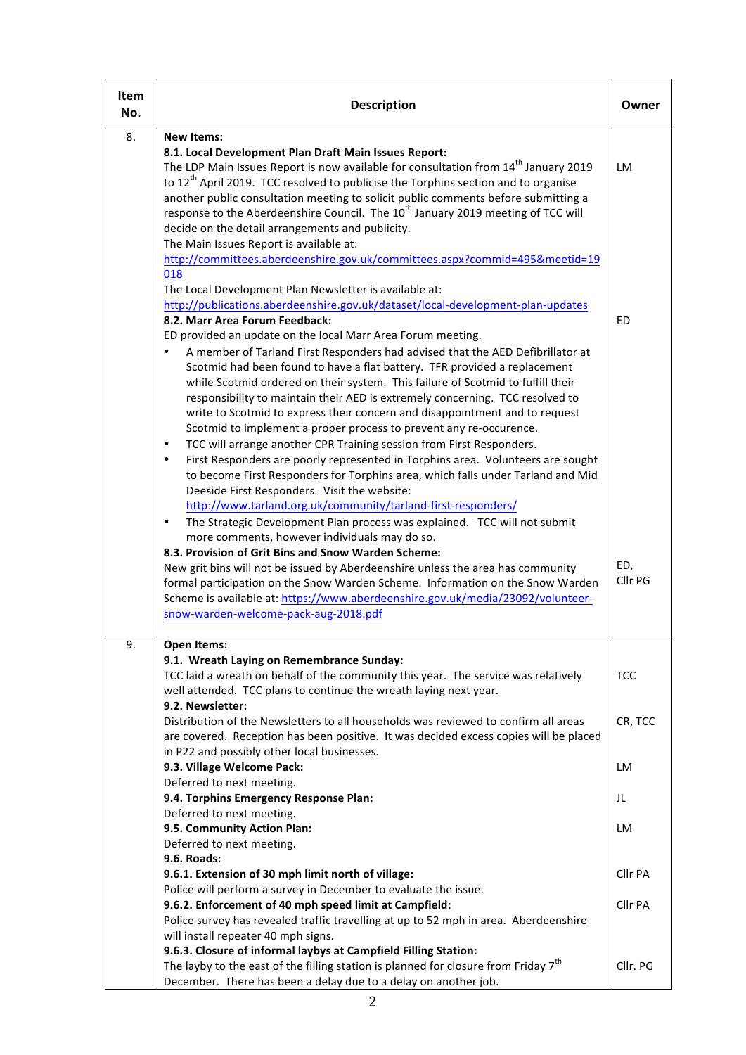| Item No. | Description | Owner |
|---|---|---|
| 8. | **New Items:** | |
| | **8.1. Local Development Plan Draft Main Issues Report:** The LDP Main Issues Report is now available for consultation from 14th January 2019 to 12th April 2019. TCC resolved to publicise the Torphins section and to organise another public consultation meeting to solicit public comments before submitting a response to the Aberdeenshire Council. The 10th January 2019 meeting of TCC will decide on the detail arrangements and publicity. The Main Issues Report is available at: http://committees.aberdeenshire.gov.uk/committees.aspx?commid=495&meetid=19018 The Local Development Plan Newsletter is available at: http://publications.aberdeenshire.gov.uk/dataset/local-development-plan-updates | LM |
| | **8.2. Marr Area Forum Feedback:** ED provided an update on the local Marr Area Forum meeting. <br>• A member of Tarland First Responders had advised that the AED Defibrillator at Scotmid had been found to have a flat battery. TFR provided a replacement while Scotmid ordered on their system. This failure of Scotmid to fulfill their responsibility to maintain their AED is extremely concerning. TCC resolved to write to Scotmid to express their concern and disappointment and to request Scotmid to implement a proper process to prevent any re-occurence. <br>• TCC will arrange another CPR Training session from First Responders. <br>• First Responders are poorly represented in Torphins area. Volunteers are sought to become First Responders for Torphins area, which falls under Tarland and Mid Deeside First Responders. Visit the website: http://www.tarland.org.uk/community/tarland-first-responders/ <br>• The Strategic Development Plan process was explained. TCC will not submit more comments, however individuals may do so. | ED |
| | **8.3. Provision of Grit Bins and Snow Warden Scheme:** New grit bins will not be issued by Aberdeenshire unless the area has community formal participation on the Snow Warden Scheme. Information on the Snow Warden Scheme is available at: https://www.aberdeenshire.gov.uk/media/23092/volunteer-snow-warden-welcome-pack-aug-2018.pdf | ED, Cllr PG |
| 9. | **Open Items:** | |
| | **9.1. Wreath Laying on Remembrance Sunday:** TCC laid a wreath on behalf of the community this year. The service was relatively well attended. TCC plans to continue the wreath laying next year. | TCC |
| | **9.2. Newsletter:** Distribution of the Newsletters to all households was reviewed to confirm all areas are covered. Reception has been positive. It was decided excess copies will be placed in P22 and possibly other local businesses. | CR, TCC |
| | **9.3. Village Welcome Pack:** Deferred to next meeting. | LM |
| | **9.4. Torphins Emergency Response Plan:** Deferred to next meeting. | JL |
| | **9.5. Community Action Plan:** Deferred to next meeting. | LM |
| | **9.6. Roads:** | |
| | **9.6.1. Extension of 30 mph limit north of village:** Police will perform a survey in December to evaluate the issue. | Cllr PA |
| | **9.6.2. Enforcement of 40 mph speed limit at Campfield:** Police survey has revealed traffic travelling at up to 52 mph in area. Aberdeenshire will install repeater 40 mph signs. | Cllr PA |
| | **9.6.3. Closure of informal laybys at Campfield Filling Station:** The layby to the east of the filling station is planned for closure from Friday 7th December. There has been a delay due to a delay on another job. | Cllr. PG |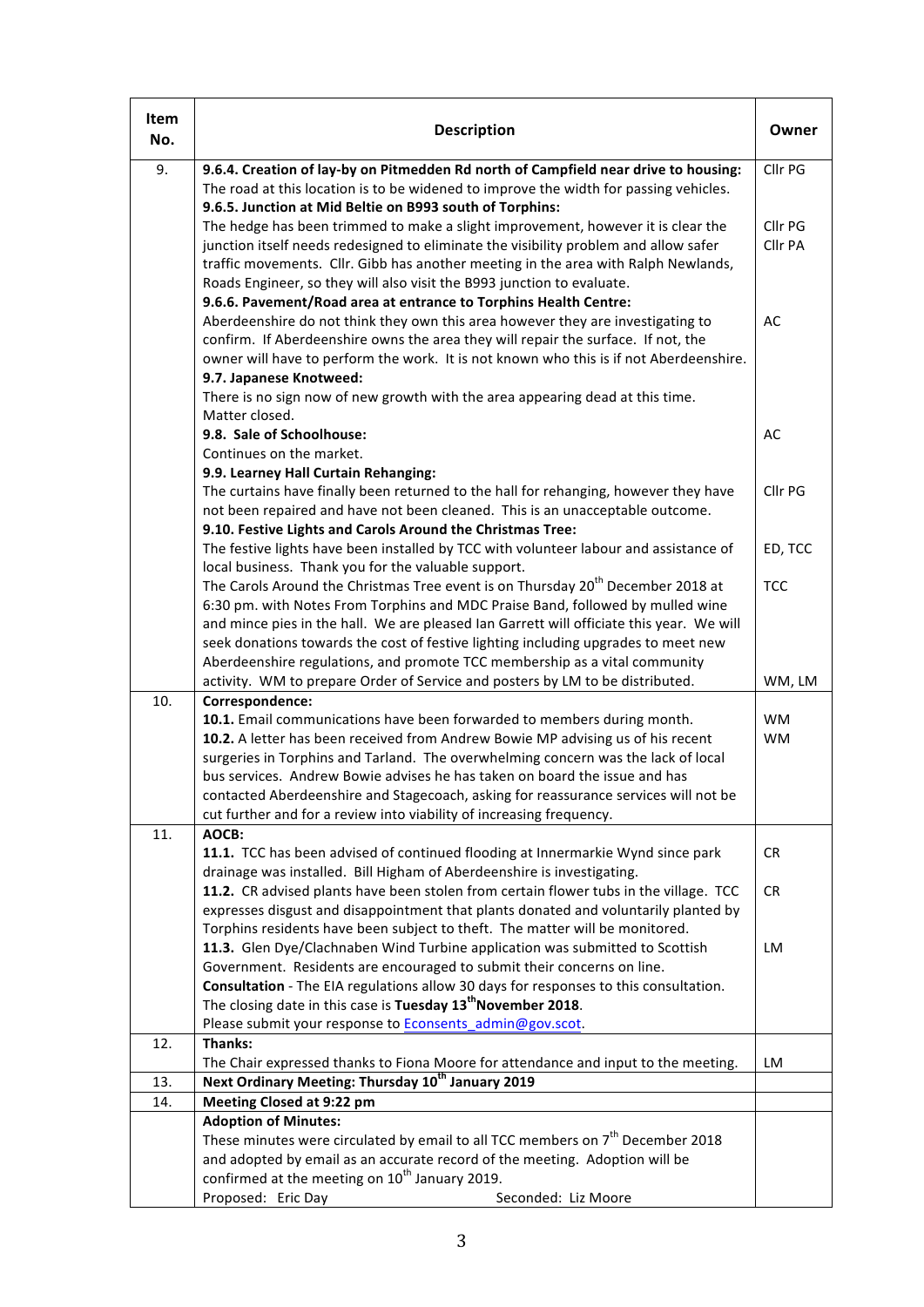| Item No. | Description | Owner |
|---|---|---|
| 9. | **9.6.4. Creation of lay-by on Pitmedden Rd north of Campfield near drive to housing:** The road at this location is to be widened to improve the width for passing vehicles. | Cllr PG |
| | **9.6.5. Junction at Mid Beltie on B993 south of Torphins:** The hedge has been trimmed to make a slight improvement, however it is clear the junction itself needs redesigned to eliminate the visibility problem and allow safer traffic movements. Cllr. Gibb has another meeting in the area with Ralph Newlands, Roads Engineer, so they will also visit the B993 junction to evaluate. | Cllr PG Cllr PA |
| | **9.6.6. Pavement/Road area at entrance to Torphins Health Centre:** Aberdeenshire do not think they own this area however they are investigating to confirm. If Aberdeenshire owns the area they will repair the surface. If not, the owner will have to perform the work. It is not known who this is if not Aberdeenshire. | AC |
| | **9.7. Japanese Knotweed:** There is no sign now of new growth with the area appearing dead at this time. Matter closed. | |
| | **9.8. Sale of Schoolhouse:** Continues on the market. | AC |
| | **9.9. Learney Hall Curtain Rehanging:** The curtains have finally been returned to the hall for rehanging, however they have not been repaired and have not been cleaned. This is an unacceptable outcome. | Cllr PG |
| | **9.10. Festive Lights and Carols Around the Christmas Tree:** The festive lights have been installed by TCC with volunteer labour and assistance of local business. Thank you for the valuable support. | ED, TCC |
| | The Carols Around the Christmas Tree event is on Thursday 20th December 2018 at 6:30 pm. with Notes From Torphins and MDC Praise Band, followed by mulled wine and mince pies in the hall. We are pleased Ian Garrett will officiate this year. We will seek donations towards the cost of festive lighting including upgrades to meet new Aberdeenshire regulations, and promote TCC membership as a vital community activity. WM to prepare Order of Service and posters by LM to be distributed. | TCC<br>WM, LM |
| 10. | **Correspondence:** | |
| | **10.1.** Email communications have been forwarded to members during month. | WM |
| | **10.2.** A letter has been received from Andrew Bowie MP advising us of his recent surgeries in Torphins and Tarland. The overwhelming concern was the lack of local bus services. Andrew Bowie advises he has taken on board the issue and has contacted Aberdeenshire and Stagecoach, asking for reassurance services will not be cut further and for a review into viability of increasing frequency. | WM |
| 11. | **AOCB:** | |
| | **11.1.** TCC has been advised of continued flooding at Innermarkie Wynd since park drainage was installed. Bill Higham of Aberdeenshire is investigating. | CR |
| | **11.2.** CR advised plants have been stolen from certain flower tubs in the village. TCC expresses disgust and disappointment that plants donated and voluntarily planted by Torphins residents have been subject to theft. The matter will be monitored. | CR |
| | **11.3.** Glen Dye/Clachnaben Wind Turbine application was submitted to Scottish Government. Residents are encouraged to submit their concerns on line. **Consultation** - The EIA regulations allow 30 days for responses to this consultation. The closing date in this case is **Tuesday 13th November 2018**. Please submit your response to Econsents_admin@gov.scot. | LM |
| 12. | **Thanks:** The Chair expressed thanks to Fiona Moore for attendance and input to the meeting. | LM |
| 13. | **Next Ordinary Meeting: Thursday 10th January 2019** | |
| 14. | **Meeting Closed at 9:22 pm** | |
| | **Adoption of Minutes:** These minutes were circulated by email to all TCC members on 7th December 2018 and adopted by email as an accurate record of the meeting. Adoption will be confirmed at the meeting on 10th January 2019.<br>Proposed: Eric Day Seconded: Liz Moore | |